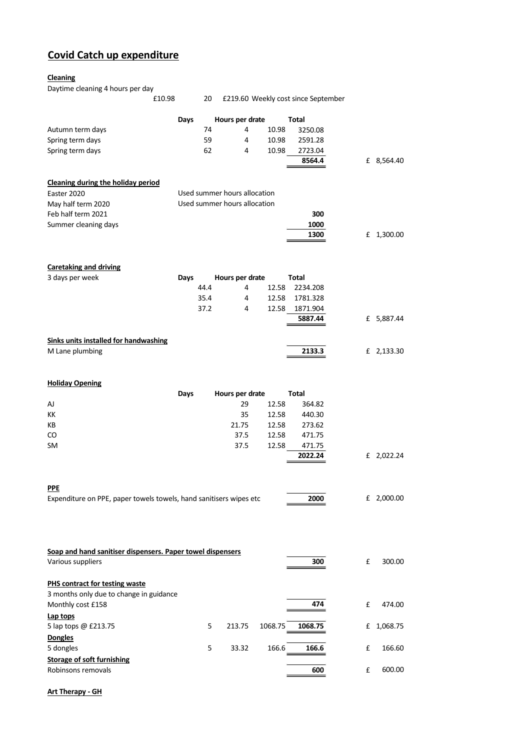# Covid Catch up expenditure

**Cleaning**

Daytime cleaning 4 hours per day

| | | | | | |
|---|---|---|---|---|---|
| £10.98 | 20 | £219.60 Weekly cost since September | | | |

| | Days | Hours per drate | | Total | |
|---|---|---|---|---|---|
| Autumn term days | 74 | 4 | 10.98 | 3250.08 | |
| Spring term days | 59 | 4 | 10.98 | 2591.28 | |
| Spring term days | 62 | 4 | 10.98 | 2723.04 | |
| | | | | **8564.4** | £ 8,564.40 |

**Cleaning during the holiday period**

| | | | |
|---|---|---|---|
| Easter 2020 | Used summer hours allocation | | |
| May half term 2020 | Used summer hours allocation | | |
| Feb half term 2021 | | **300** | |
| Summer cleaning days | | **1000** | |
| | | **1300** | £ 1,300.00 |

**Caretaking and driving**

| 3 days per week | Days | Hours per drate | | Total | |
|---|---|---|---|---|---|
| | 44.4 | 4 | 12.58 | 2234.208 | |
| | 35.4 | 4 | 12.58 | 1781.328 | |
| | 37.2 | 4 | 12.58 | 1871.904 | |
| | | | | **5887.44** | £ 5,887.44 |

**Sinks units installed for handwashing**

| | | |
|---|---|---|
| M Lane plumbing | **2133.3** | £ 2,133.30 |

**Holiday Opening**

| | Days | Hours per drate | | Total | |
|---|---|---|---|---|---|
| AJ | | 29 | 12.58 | 364.82 | |
| KK | | 35 | 12.58 | 440.30 | |
| KB | | 21.75 | 12.58 | 273.62 | |
| CO | | 37.5 | 12.58 | 471.75 | |
| SM | | 37.5 | 12.58 | 471.75 | |
| | | | | **2022.24** | £ 2,022.24 |

**PPE**

| | | |
|---|---|---|
| Expenditure on PPE, paper towels towels, hand sanitisers wipes etc | **2000** | £ 2,000.00 |

**Soap and hand sanitiser dispensers. Paper towel dispensers**

| | | |
|---|---|---|
| Various suppliers | **300** | £ 300.00 |

**PHS contract for testing waste**

3 months only due to change in guidance

| | | |
|---|---|---|
| Monthly cost £158 | **474** | £ 474.00 |

**Lap tops**

| | | | | | |
|---|---|---|---|---|---|
| 5 lap tops @ £213.75 | 5 | 213.75 | 1068.75 | **1068.75** | £ 1,068.75 |

**Dongles**

| | | | | | |
|---|---|---|---|---|---|
| 5 dongles | 5 | 33.32 | 166.6 | **166.6** | £ 166.60 |

**Storage of soft furnishing**

| | | |
|---|---|---|
| Robinsons removals | **600** | £ 600.00 |

**Art Therapy - GH**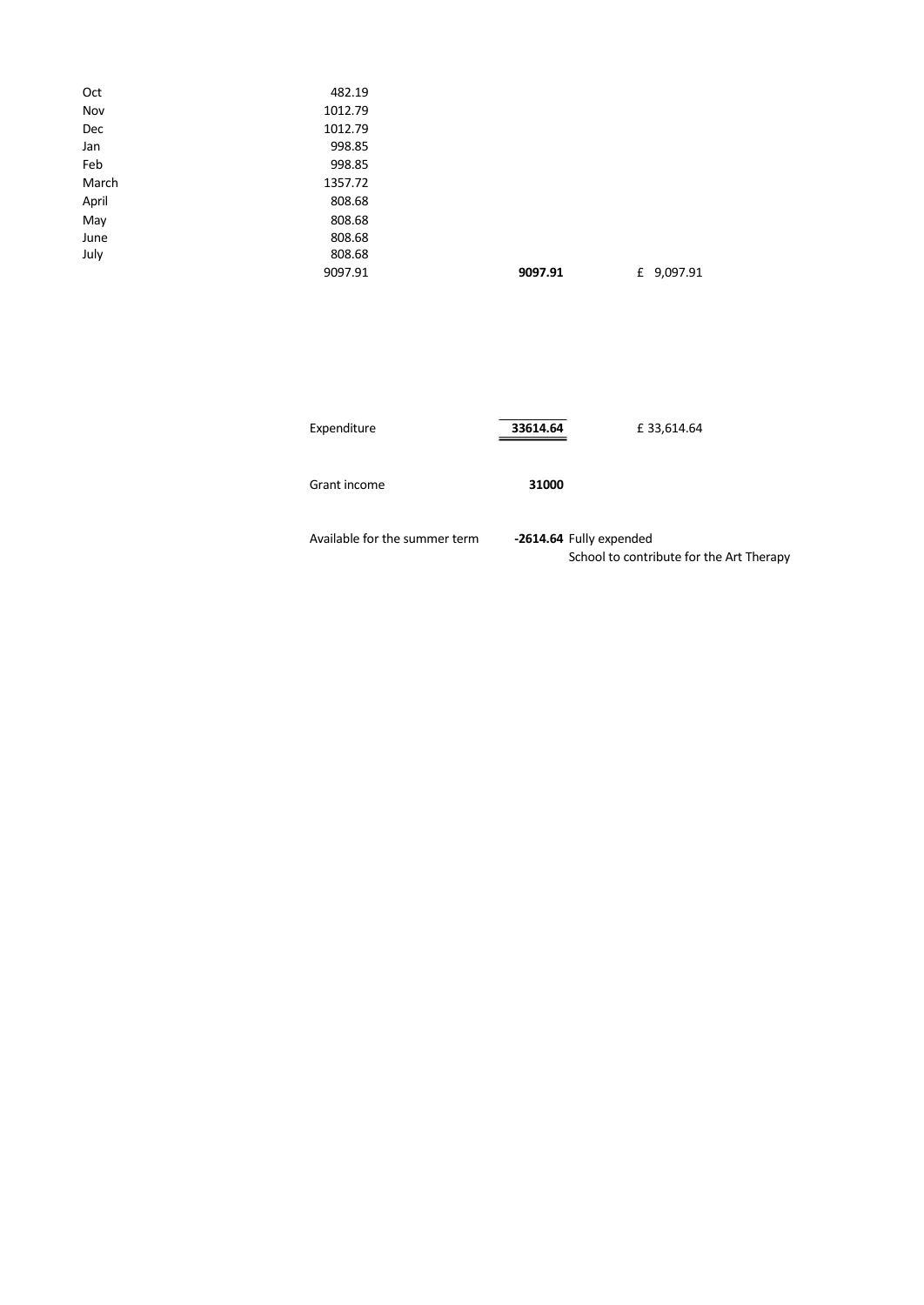| | | | |
|---|---|---|---|
| Oct | 482.19 | | |
| Nov | 1012.79 | | |
| Dec | 1012.79 | | |
| Jan | 998.85 | | |
| Feb | 998.85 | | |
| March | 1357.72 | | |
| April | 808.68 | | |
| May | 808.68 | | |
| June | 808.68 | | |
| July | 808.68 | | |
| | 9097.91 | **9097.91** | £ 9,097.91 |

| | | |
|---|---|---|
| Expenditure | **33614.64** | £ 33,614.64 |
| Grant income | **31000** | |
| Available for the summer term | **-2614.64** | Fully expended<br>School to contribute for the Art Therapy |